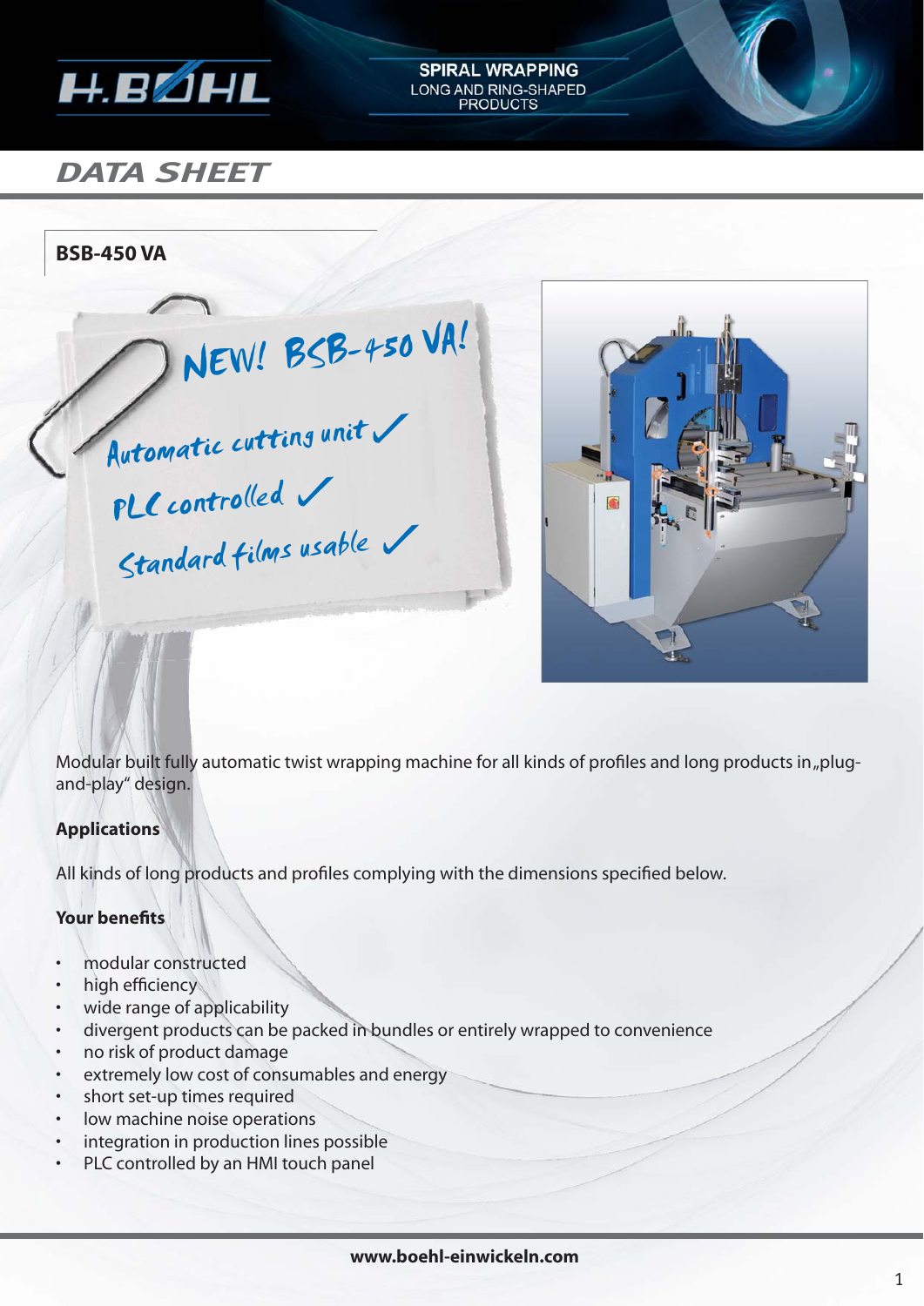SPIRAL WRAPPING
LONG AND RING-SHAPED PRODUCTS

# DATA SHEET

## BSB-450 VA

NEW! BSB-450 VA!

Automatic cutting unit ✓

PLC controlled ✓

Standard films usable ✓

Modular built fully automatic twist wrapping machine for all kinds of profiles and long products in „plug-and-play“ design.

**Applications**

All kinds of long products and profiles complying with the dimensions specified below.

**Your benefits**

- modular constructed
- high efficiency
- wide range of applicability
- divergent products can be packed in bundles or entirely wrapped to convenience
- no risk of product damage
- extremely low cost of consumables and energy
- short set-up times required
- low machine noise operations
- integration in production lines possible
- PLC controlled by an HMI touch panel

**www.boehl-einwickeln.com**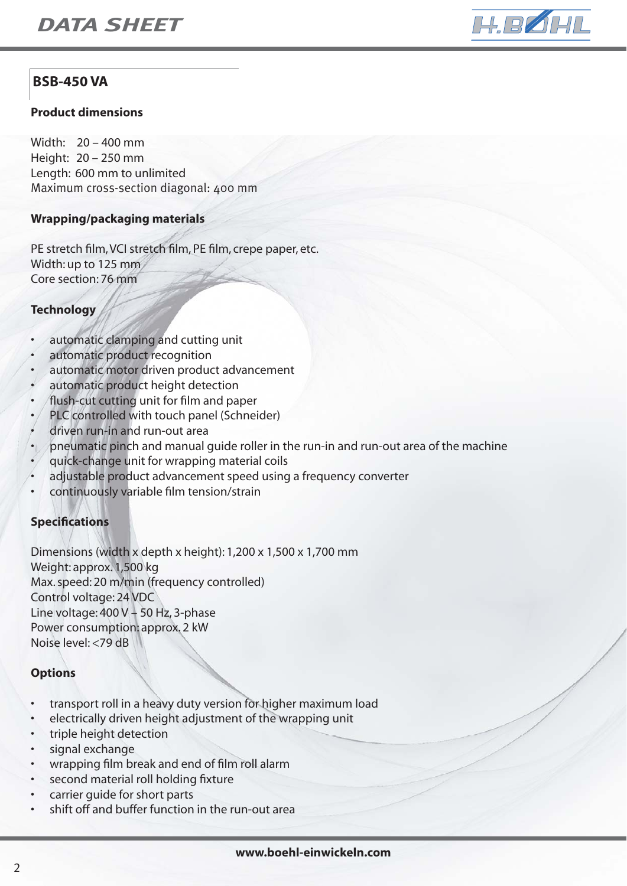## BSB-450 VA

### Product dimensions

Width: 20 – 400 mm
Height: 20 – 250 mm
Length: 600 mm to unlimited
Maximum cross-section diagonal: 400 mm

### Wrapping/packaging materials

PE stretch film, VCI stretch film, PE film, crepe paper, etc.
Width: up to 125 mm
Core section: 76 mm

### Technology

- automatic clamping and cutting unit
- automatic product recognition
- automatic motor driven product advancement
- automatic product height detection
- flush-cut cutting unit for film and paper
- PLC controlled with touch panel (Schneider)
- driven run-in and run-out area
- pneumatic pinch and manual guide roller in the run-in and run-out area of the machine
- quick-change unit for wrapping material coils
- adjustable product advancement speed using a frequency converter
- continuously variable film tension/strain

### Specifications

Dimensions (width x depth x height): 1,200 x 1,500 x 1,700 mm
Weight: approx. 1,500 kg
Max. speed: 20 m/min (frequency controlled)
Control voltage: 24 VDC
Line voltage: 400 V – 50 Hz, 3-phase
Power consumption: approx. 2 kW
Noise level: <79 dB

### Options

- transport roll in a heavy duty version for higher maximum load
- electrically driven height adjustment of the wrapping unit
- triple height detection
- signal exchange
- wrapping film break and end of film roll alarm
- second material roll holding fixture
- carrier guide for short parts
- shift off and buffer function in the run-out area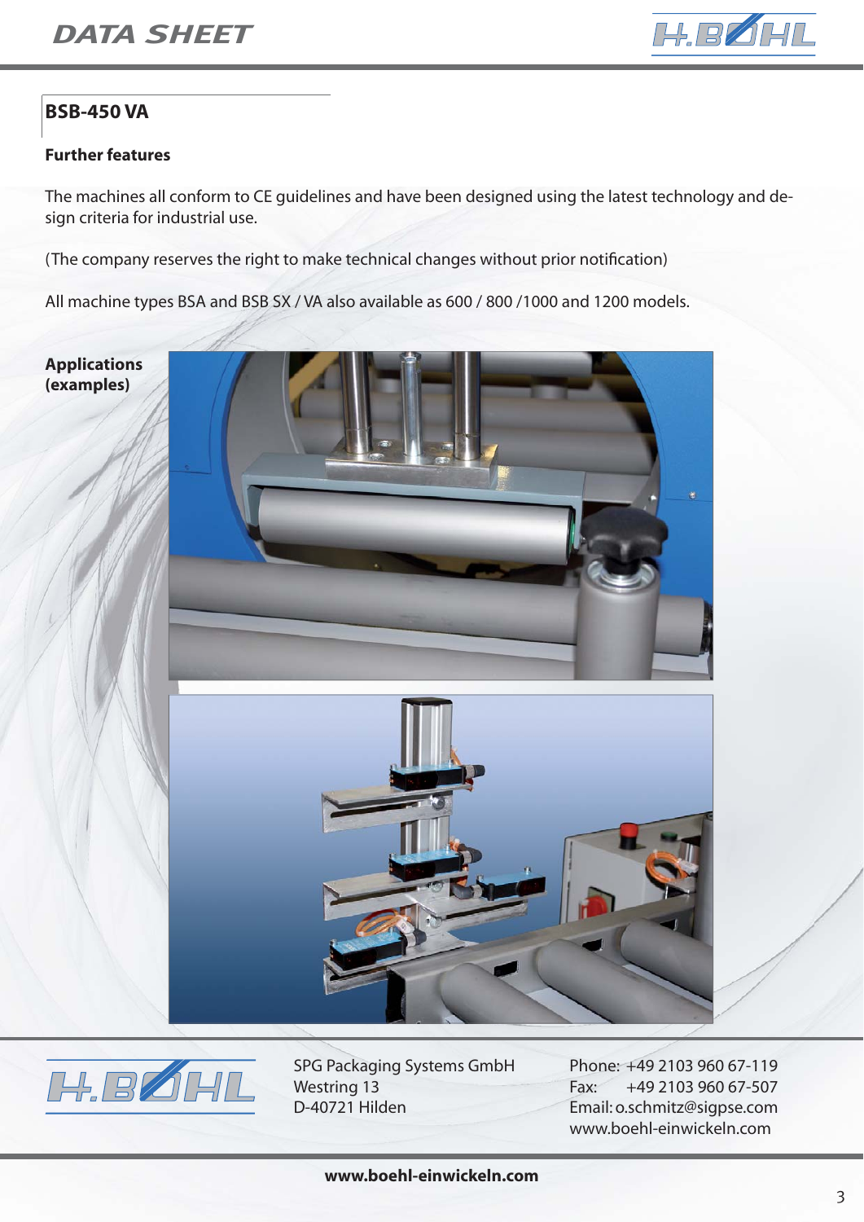## BSB-450 VA

### Further features

The machines all conform to CE guidelines and have been designed using the latest technology and design criteria for industrial use.

(The company reserves the right to make technical changes without prior notification)

All machine types BSA and BSB SX / VA also available as 600 / 800 /1000 and 1200 models.

**Applications (examples)**

SPG Packaging Systems GmbH
Westring 13
D-40721 Hilden

Phone: +49 2103 960 67-119
Fax: +49 2103 960 67-507
Email: o.schmitz@sigpse.com
www.boehl-einwickeln.com

**www.boehl-einwickeln.com**